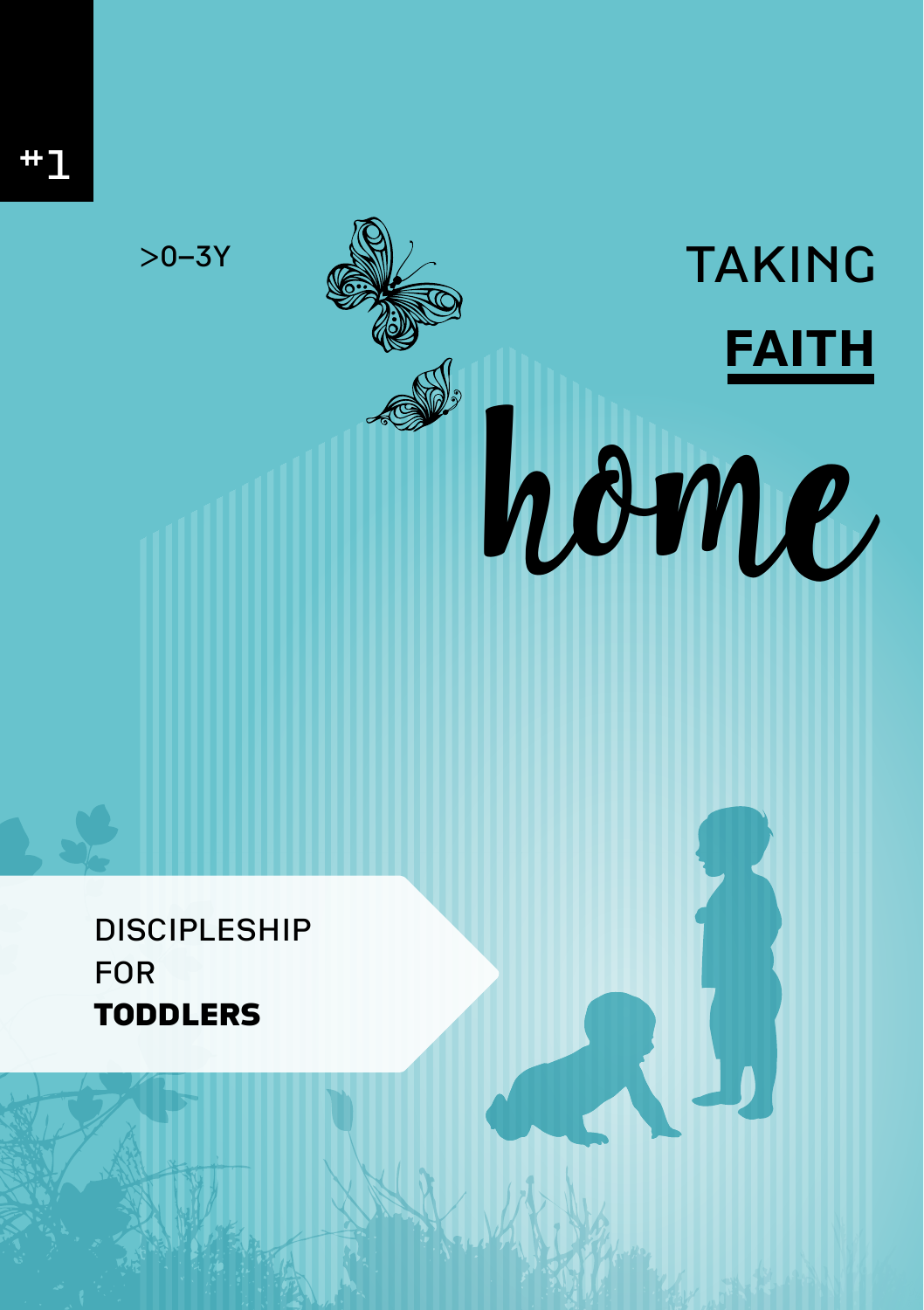#1

>0–3Y

# TAKING **FAITH** home

DISCIPLESHIP FOR **TODDLERS**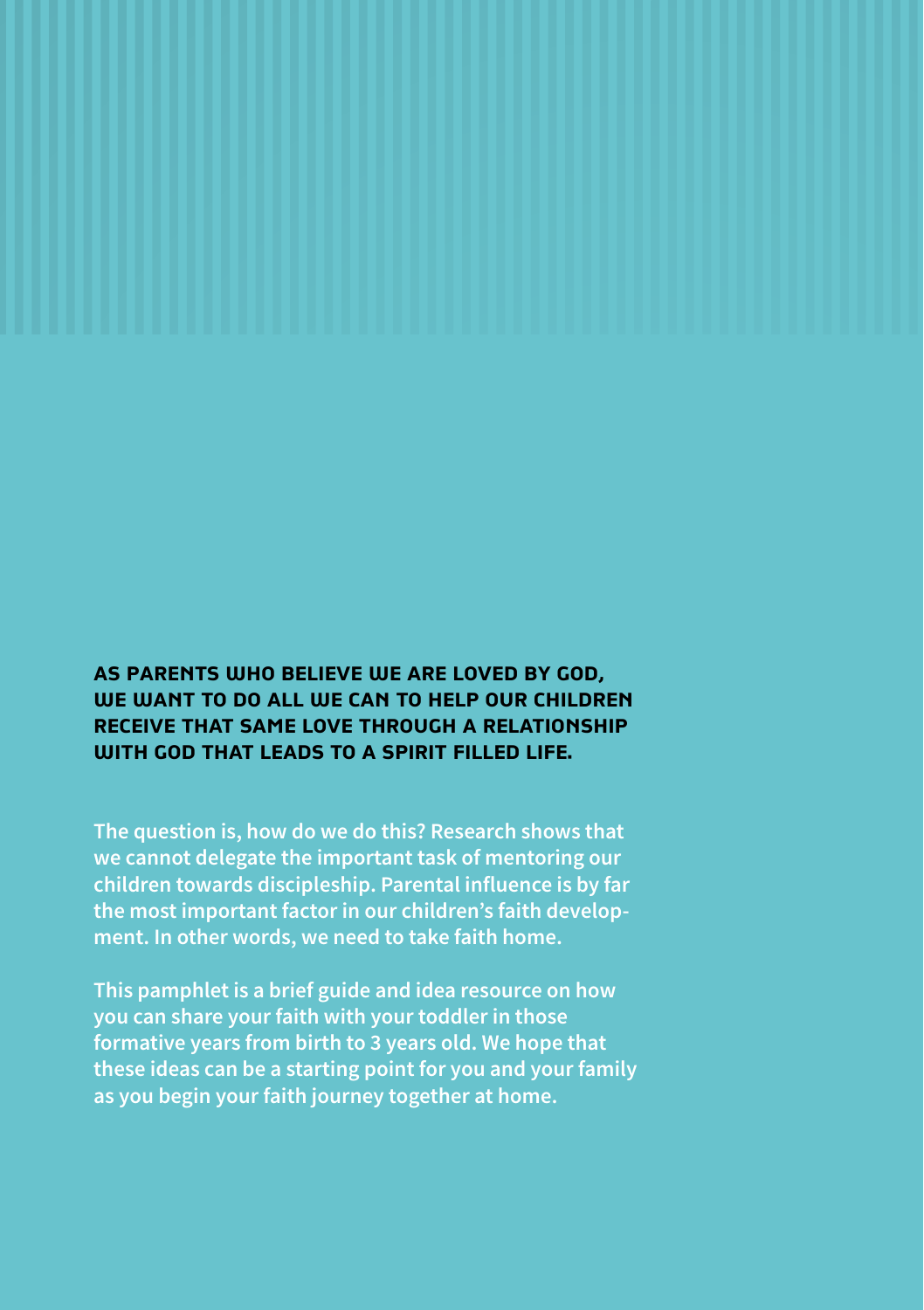**AS PARENTS WHO BELIEVE WE ARE LOVED BY GOD, WE WANT TO DO ALL WE CAN TO HELP OUR CHILDREN RECEIVE THAT SAME LOVE THROUGH A RELATIONSHIP WITH GOD THAT LEADS TO A SPIRIT FILLED LIFE.**

The question is, how do we do this? Research shows that we cannot delegate the important task of mentoring our children towards discipleship. Parental influence is by far the most important factor in our children's faith development. In other words, we need to take faith home.

This pamphlet is a brief guide and idea resource on how you can share your faith with your toddler in those formative years from birth to 3 years old. We hope that these ideas can be a starting point for you and your family as you begin your faith journey together at home.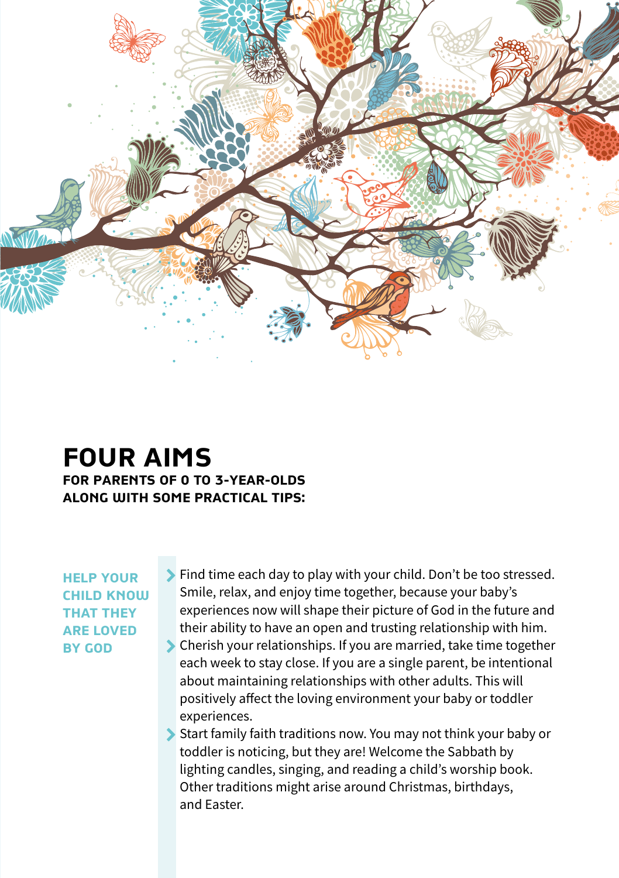# FOUR AIMS

**FOR PARENTS OF 0 TO 3-YEAR-OLDS ALONG WITH SOME PRACTICAL TIPS:**

## HELP YOUR CHILD KNOW THAT THEY ARE LOVED BY GOD

- Find time each day to play with your child. Don't be too stressed. Smile, relax, and enjoy time together, because your baby's experiences now will shape their picture of God in the future and their ability to have an open and trusting relationship with him.
- Cherish your relationships. If you are married, take time together each week to stay close. If you are a single parent, be intentional about maintaining relationships with other adults. This will positively affect the loving environment your baby or toddler experiences.
- Start family faith traditions now. You may not think your baby or toddler is noticing, but they are! Welcome the Sabbath by lighting candles, singing, and reading a child's worship book. Other traditions might arise around Christmas, birthdays, and Easter.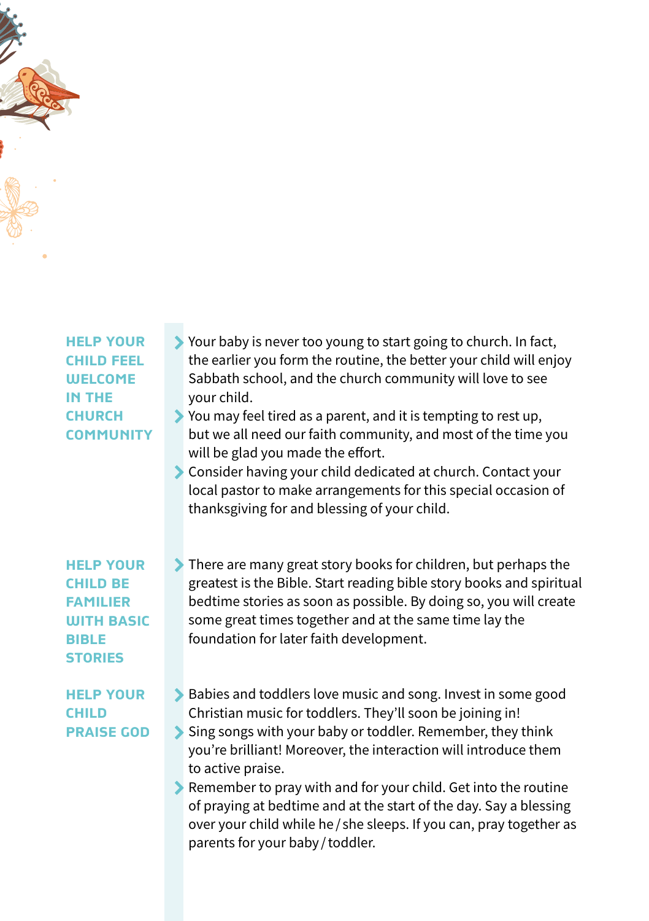### HELP YOUR CHILD FEEL WELCOME IN THE CHURCH COMMUNITY

- Your baby is never too young to start going to church. In fact, the earlier you form the routine, the better your child will enjoy Sabbath school, and the church community will love to see your child.
- You may feel tired as a parent, and it is tempting to rest up, but we all need our faith community, and most of the time you will be glad you made the effort.
- Consider having your child dedicated at church. Contact your local pastor to make arrangements for this special occasion of thanksgiving for and blessing of your child.

### HELP YOUR CHILD BE FAMILIER WITH BASIC BIBLE STORIES

- There are many great story books for children, but perhaps the greatest is the Bible. Start reading bible story books and spiritual bedtime stories as soon as possible. By doing so, you will create some great times together and at the same time lay the foundation for later faith development.

### HELP YOUR CHILD PRAISE GOD

- Babies and toddlers love music and song. Invest in some good Christian music for toddlers. They'll soon be joining in!
- Sing songs with your baby or toddler. Remember, they think you're brilliant! Moreover, the interaction will introduce them to active praise.
- Remember to pray with and for your child. Get into the routine of praying at bedtime and at the start of the day. Say a blessing over your child while he / she sleeps. If you can, pray together as parents for your baby / toddler.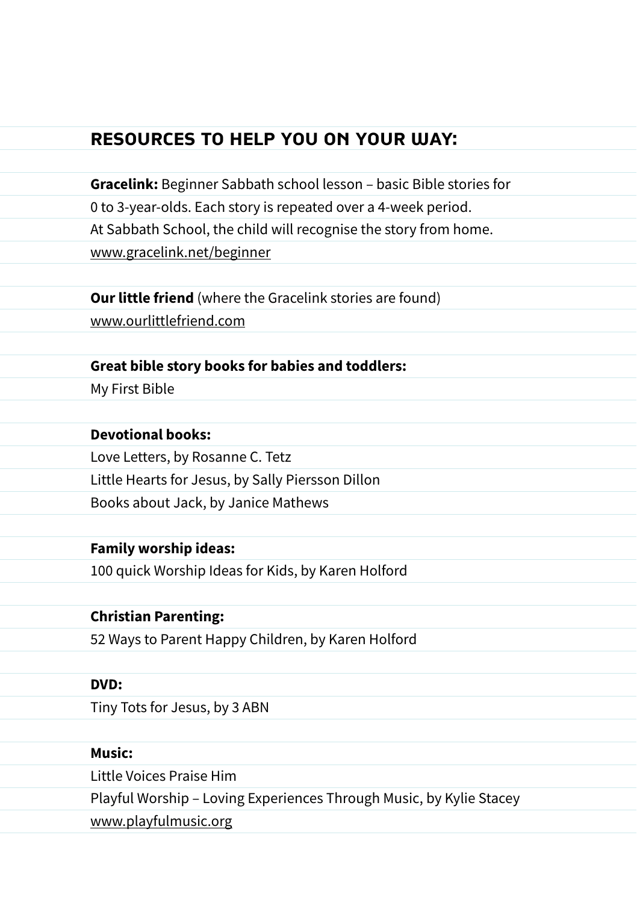## RESOURCES TO HELP YOU ON YOUR WAY:

**Gracelink:** Beginner Sabbath school lesson – basic Bible stories for 0 to 3-year-olds. Each story is repeated over a 4-week period. At Sabbath School, the child will recognise the story from home.
www.gracelink.net/beginner

**Our little friend** (where the Gracelink stories are found)
www.ourlittlefriend.com

**Great bible story books for babies and toddlers:**
My First Bible

**Devotional books:**
Love Letters, by Rosanne C. Tetz
Little Hearts for Jesus, by Sally Piersson Dillon
Books about Jack, by Janice Mathews

**Family worship ideas:**
100 quick Worship Ideas for Kids, by Karen Holford

**Christian Parenting:**
52 Ways to Parent Happy Children, by Karen Holford

**DVD:**
Tiny Tots for Jesus, by 3 ABN

**Music:**
Little Voices Praise Him
Playful Worship – Loving Experiences Through Music, by Kylie Stacey
www.playfulmusic.org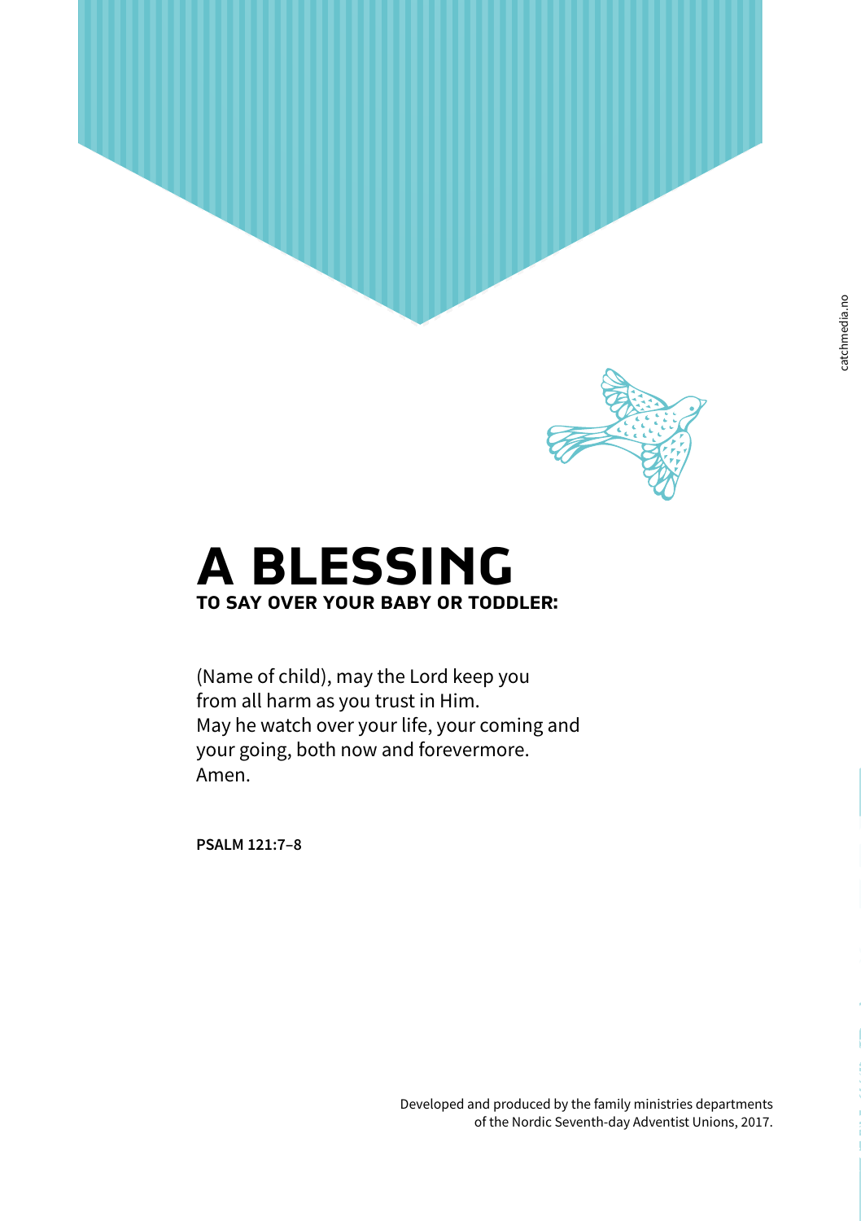# A BLESSING

**TO SAY OVER YOUR BABY OR TODDLER:**

(Name of child), may the Lord keep you
from all harm as you trust in Him.
May he watch over your life, your coming and
your going, both now and forevermore.
Amen.

**PSALM 121:7–8**

Developed and produced by the family ministries departments
of the Nordic Seventh-day Adventist Unions, 2017.

catchmedia.no